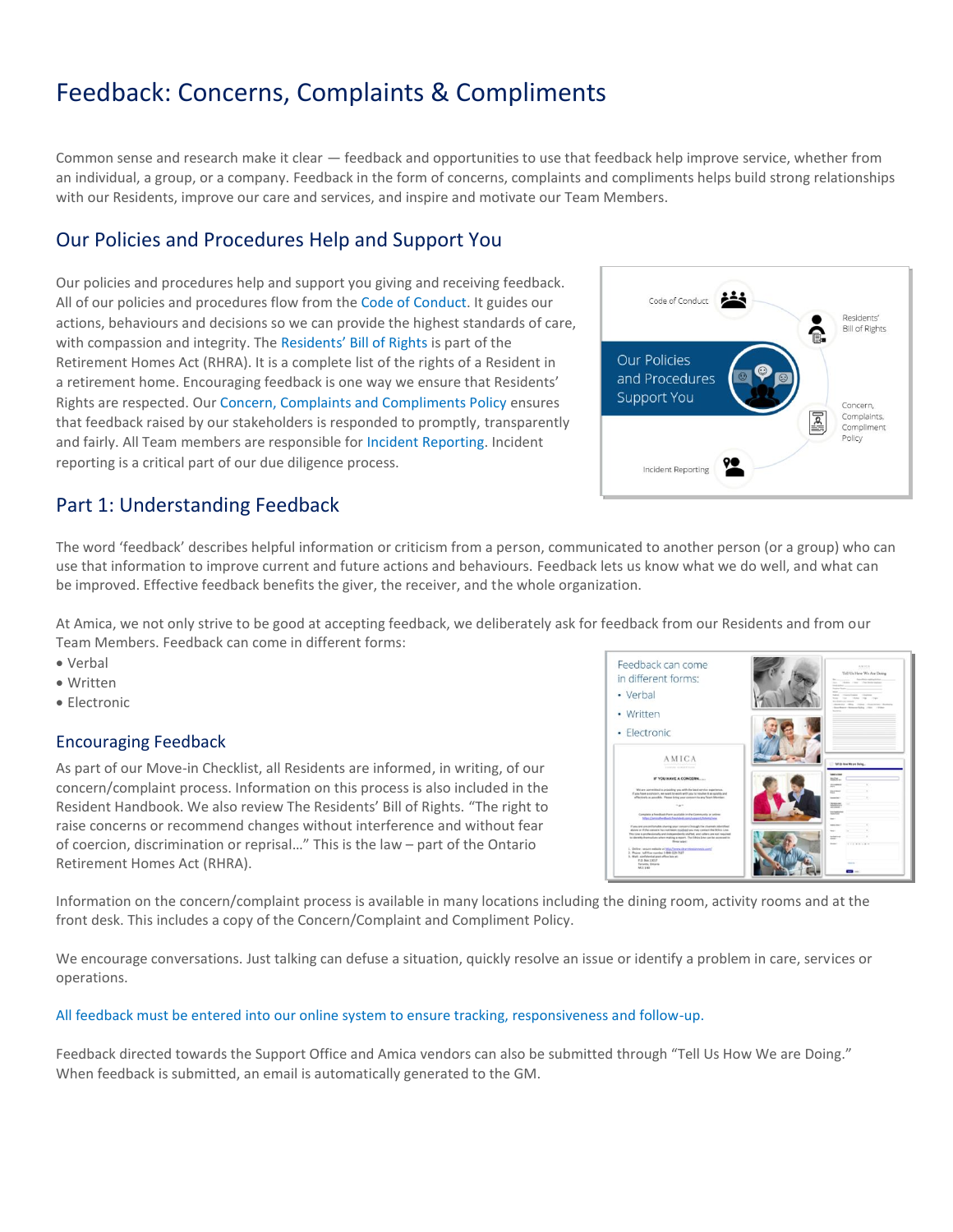# Feedback: Concerns, Complaints & Compliments

Common sense and research make it clear — feedback and opportunities to use that feedback help improve service, whether from an individual, a group, or a company. Feedback in the form of concerns, complaints and compliments helps build strong relationships with our Residents, improve our care and services, and inspire and motivate our Team Members.

## Our Policies and Procedures Help and Support You

Our policies and procedures help and support you giving and receiving feedback. All of our policies and procedures flow from the Code of Conduct. It guides our actions, behaviours and decisions so we can provide the highest standards of care, with compassion and integrity. The Residents' Bill of Rights is part of the Retirement Homes Act (RHRA). It is a complete list of the rights of a Resident in a retirement home. Encouraging feedback is one way we ensure that Residents' Rights are respected. Our Concern, Complaints and Compliments Policy ensures that feedback raised by our stakeholders is responded to promptly, transparently and fairly. All Team members are responsible for Incident Reporting. Incident reporting is a critical part of our due diligence process.

## Part 1: Understanding Feedback

The word 'feedback' describes helpful information or criticism from a person, communicated to another person (or a group) who can use that information to improve current and future actions and behaviours. Feedback lets us know what we do well, and what can be improved. Effective feedback benefits the giver, the receiver, and the whole organization.

At Amica, we not only strive to be good at accepting feedback, we deliberately ask for feedback from our Residents and from our Team Members. Feedback can come in different forms:

- Verbal
- Written
- Electronic

### Encouraging Feedback

As part of our Move-in Checklist, all Residents are informed, in writing, of our concern/complaint process. Information on this process is also included in the Resident Handbook. We also review The Residents' Bill of Rights. "The right to raise concerns or recommend changes without interference and without fear of coercion, discrimination or reprisal…" This is the law – part of the Ontario Retirement Homes Act (RHRA).

Information on the concern/complaint process is available in many locations including the dining room, activity rooms and at the front desk. This includes a copy of the Concern/Complaint and Compliment Policy.

We encourage conversations. Just talking can defuse a situation, quickly resolve an issue or identify a problem in care, services or operations.

All feedback must be entered into our online system to ensure tracking, responsiveness and follow-up.

Feedback directed towards the Support Office and Amica vendors can also be submitted through "Tell Us How We are Doing." When feedback is submitted, an email is automatically generated to the GM.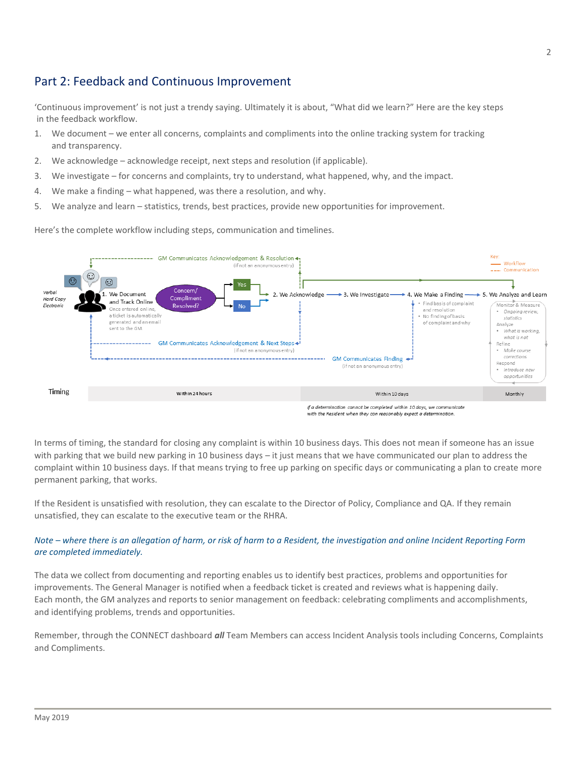## Part 2: Feedback and Continuous Improvement

'Continuous improvement' is not just a trendy saying. Ultimately it is about, "What did we learn?" Here are the key steps in the feedback workflow.

1. We document – we enter all concerns, complaints and compliments into the online tracking system for tracking and transparency.
2. We acknowledge – acknowledge receipt, next steps and resolution (if applicable).
3. We investigate – for concerns and complaints, try to understand, what happened, why, and the impact.
4. We make a finding – what happened, was there a resolution, and why.
5. We analyze and learn – statistics, trends, best practices, provide new opportunities for improvement.

Here's the complete workflow including steps, communication and timelines.

Key:
Workflow
Communication

GM Communicates Acknowledgement & Resolution
(if not an anonymous entry)

Verbal
Hard Copy
Electronic

1. We Document and Track Online
Once entered online, a ticket is automatically generated and an email sent to the GM.

Concern/ Compliment Resolved?

Yes

No

2. We Acknowledge

3. We Investigate

4. We Make a Finding
- Find basis of complaint and resolution
- No finding of basis of complaint and why

5. We Analyze and Learn

Monitor & Measure
- Ongoing review, statistics

Analyze
- What is working, what is not

Refine
- Make course corrections

Respond
- Introduce new opportunities

GM Communicates Acknowledgement & Next Steps
(if not an anonymous entry)

GM Communicates Finding
(if not an anonymous entry)

Timing
Within 24 hours
Within 10 days
Monthly

*If a determination cannot be completed within 10 days, we communicate with the Resident when they can reasonably expect a determination.*

In terms of timing, the standard for closing any complaint is within 10 business days. This does not mean if someone has an issue with parking that we build new parking in 10 business days – it just means that we have communicated our plan to address the complaint within 10 business days. If that means trying to free up parking on specific days or communicating a plan to create more permanent parking, that works.

If the Resident is unsatisfied with resolution, they can escalate to the Director of Policy, Compliance and QA. If they remain unsatisfied, they can escalate to the executive team or the RHRA.

*Note – where there is an allegation of harm, or risk of harm to a Resident, the investigation and online Incident Reporting Form are completed immediately.*

The data we collect from documenting and reporting enables us to identify best practices, problems and opportunities for improvements. The General Manager is notified when a feedback ticket is created and reviews what is happening daily. Each month, the GM analyzes and reports to senior management on feedback: celebrating compliments and accomplishments, and identifying problems, trends and opportunities.

Remember, through the CONNECT dashboard ***all*** Team Members can access Incident Analysis tools including Concerns, Complaints and Compliments.

May 2019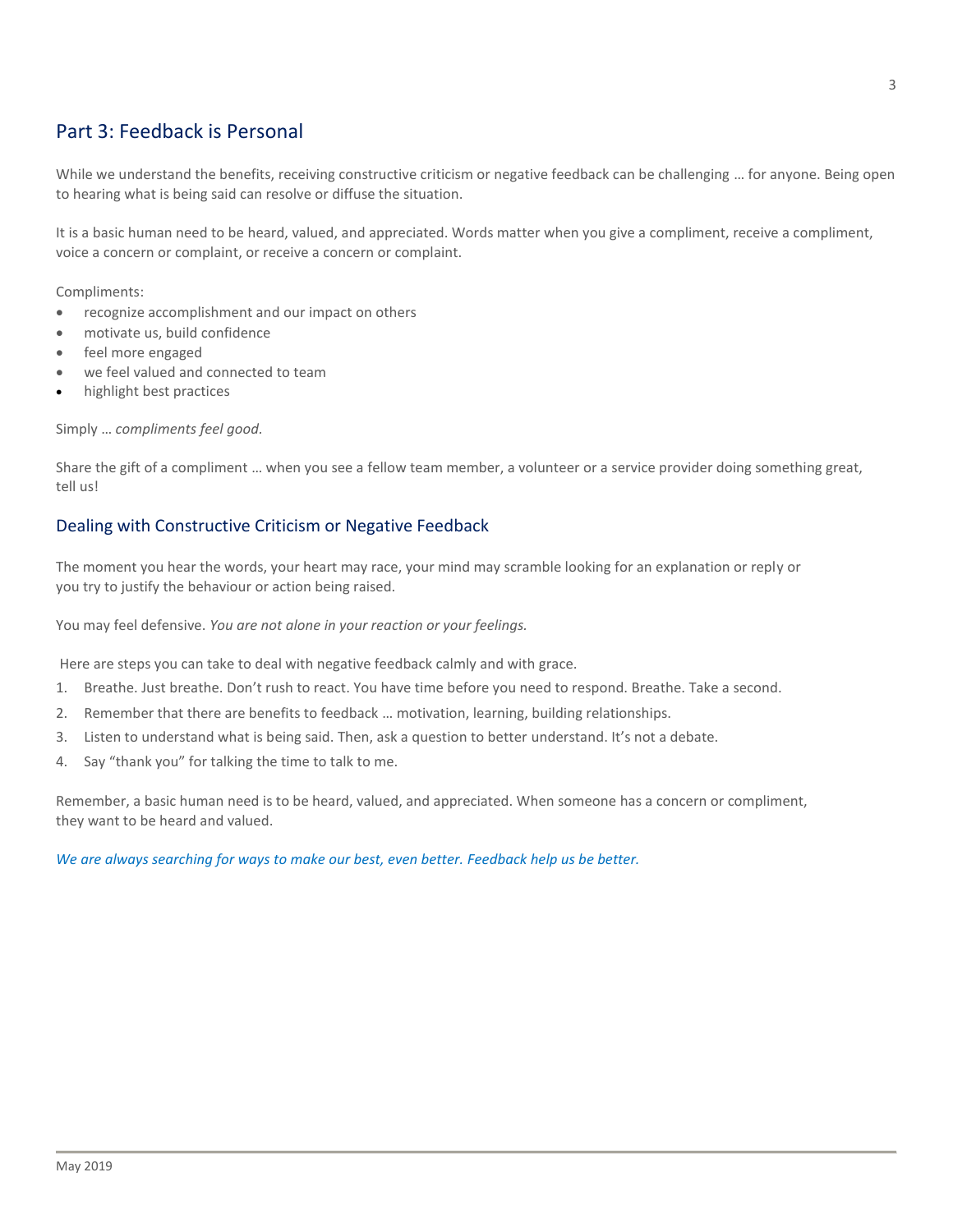## Part 3: Feedback is Personal

While we understand the benefits, receiving constructive criticism or negative feedback can be challenging … for anyone. Being open to hearing what is being said can resolve or diffuse the situation.

It is a basic human need to be heard, valued, and appreciated. Words matter when you give a compliment, receive a compliment, voice a concern or complaint, or receive a concern or complaint.

Compliments:

- recognize accomplishment and our impact on others
- motivate us, build confidence
- feel more engaged
- we feel valued and connected to team
- highlight best practices

Simply … *compliments feel good.*

Share the gift of a compliment … when you see a fellow team member, a volunteer or a service provider doing something great, tell us!

### Dealing with Constructive Criticism or Negative Feedback

The moment you hear the words, your heart may race, your mind may scramble looking for an explanation or reply or you try to justify the behaviour or action being raised.

You may feel defensive. *You are not alone in your reaction or your feelings.*

Here are steps you can take to deal with negative feedback calmly and with grace.

1. Breathe. Just breathe. Don't rush to react. You have time before you need to respond. Breathe. Take a second.
2. Remember that there are benefits to feedback … motivation, learning, building relationships.
3. Listen to understand what is being said. Then, ask a question to better understand. It's not a debate.
4. Say "thank you" for talking the time to talk to me.

Remember, a basic human need is to be heard, valued, and appreciated. When someone has a concern or compliment, they want to be heard and valued.

*We are always searching for ways to make our best, even better. Feedback help us be better.*